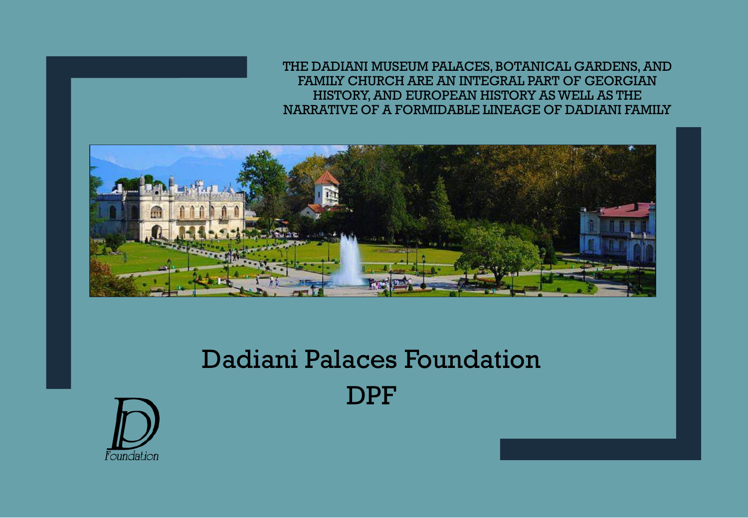THE DADIANI MUSEUM PALACES, BOTANICAL GARDENS, AND FAMILY CHURCH ARE AN INTEGRAL PART OF GEORGIAN HISTORY, AND EUROPEAN HISTORY AS WELL AS THE NARRATIVE OF A FORMIDABLE LINEAGE OF DADIANI FAMILY

# Dadiani Palaces Foundation

# DPF

D Foundation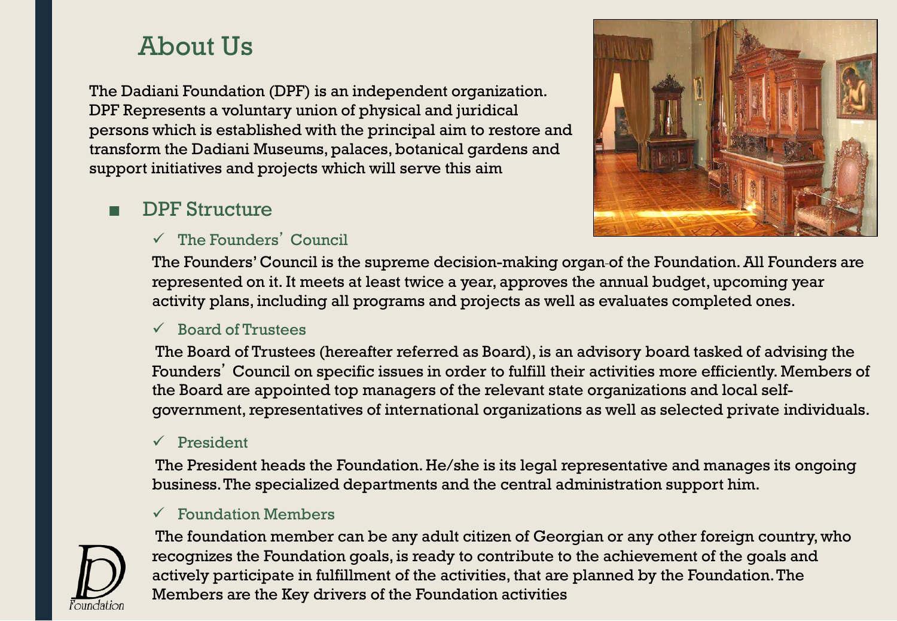# About Us

The Dadiani Foundation (DPF) is an independent organization. DPF Represents a voluntary union of physical and juridical persons which is established with the principal aim to restore and transform the Dadiani Museums, palaces, botanical gardens and support initiatives and projects which will serve this aim

## DPF Structure

### ✓ The Founders' Council

The Founders' Council is the supreme decision-making organ of the Foundation. All Founders are represented on it. It meets at least twice a year, approves the annual budget, upcoming year activity plans, including all programs and projects as well as evaluates completed ones.

### ✓ Board of Trustees

The Board of Trustees (hereafter referred as Board), is an advisory board tasked of advising the Founders' Council on specific issues in order to fulfill their activities more efficiently. Members of the Board are appointed top managers of the relevant state organizations and local self-government, representatives of international organizations as well as selected private individuals.

### ✓ President

The President heads the Foundation. He/she is its legal representative and manages its ongoing business. The specialized departments and the central administration support him.

### ✓ Foundation Members

The foundation member can be any adult citizen of Georgian or any other foreign country, who recognizes the Foundation goals, is ready to contribute to the achievement of the goals and actively participate in fulfillment of the activities, that are planned by the Foundation. The Members are the Key drivers of the Foundation activities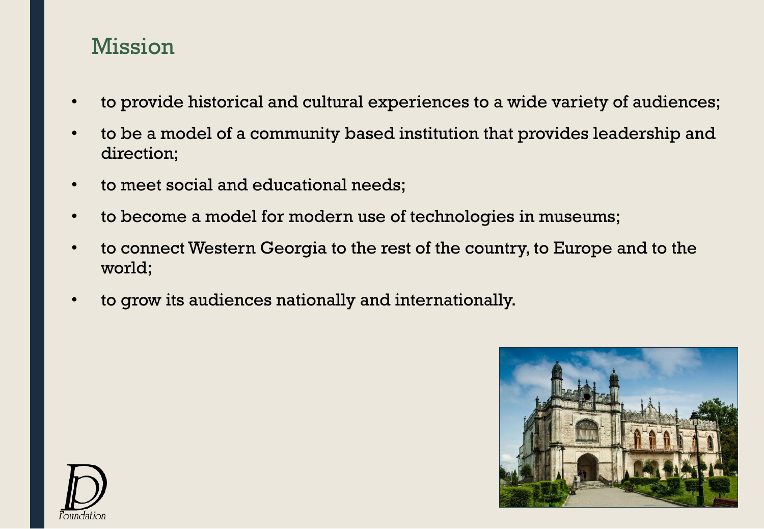## Mission

- to provide historical and cultural experiences to a wide variety of audiences;
- to be a model of a community based institution that provides leadership and direction;
- to meet social and educational needs;
- to become a model for modern use of technologies in museums;
- to connect Western Georgia to the rest of the country, to Europe and to the world;
- to grow its audiences nationally and internationally.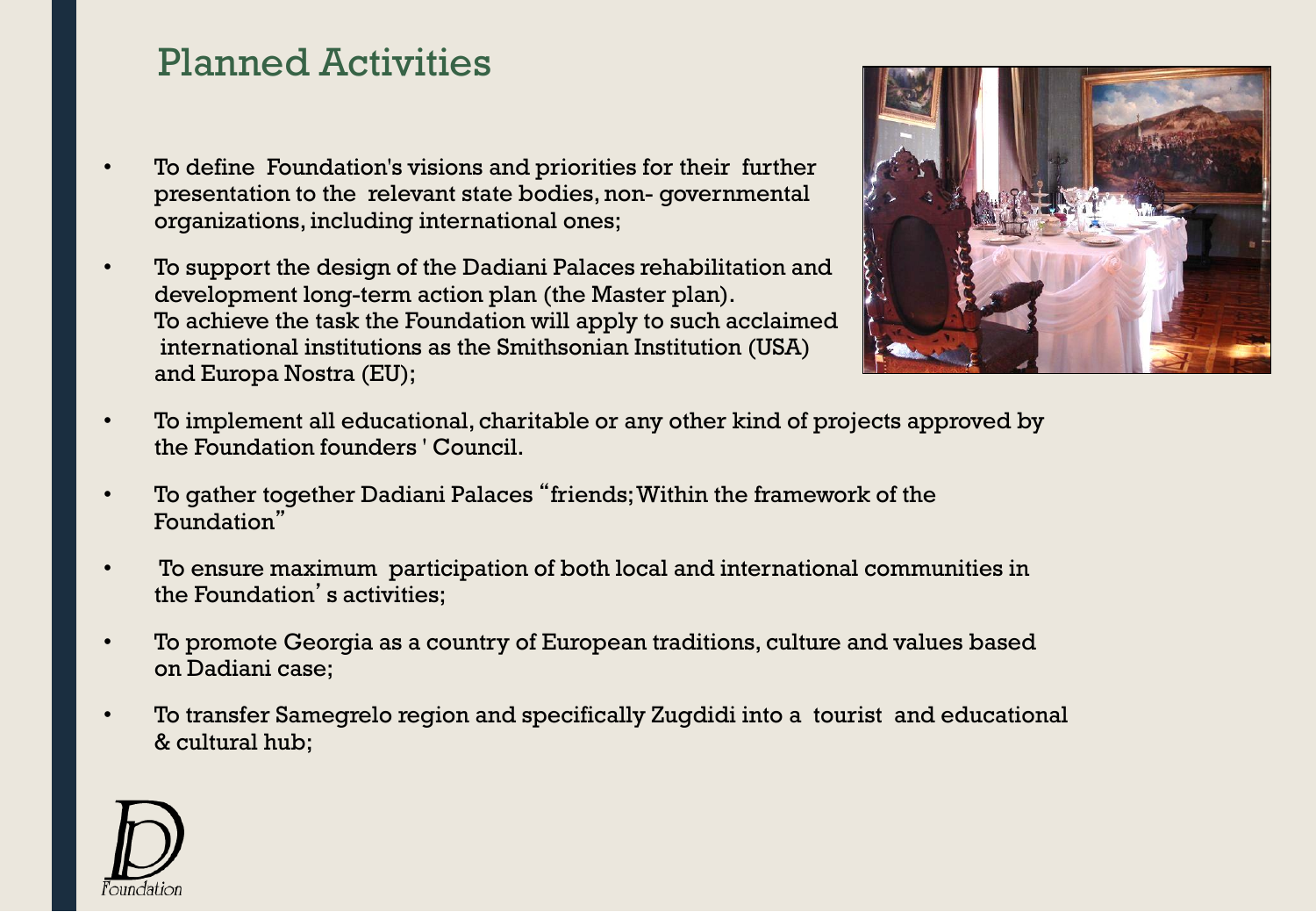# Planned Activities

- To define Foundation's visions and priorities for their further presentation to the relevant state bodies, non- governmental organizations, including international ones;
- To support the design of the Dadiani Palaces rehabilitation and development long-term action plan (the Master plan). To achieve the task the Foundation will apply to such acclaimed international institutions as the Smithsonian Institution (USA) and Europa Nostra (EU);
- To implement all educational, charitable or any other kind of projects approved by the Foundation founders ' Council.
- To gather together Dadiani Palaces "friends; Within the framework of the Foundation"
- To ensure maximum participation of both local and international communities in the Foundation's activities;
- To promote Georgia as a country of European traditions, culture and values based on Dadiani case;
- To transfer Samegrelo region and specifically Zugdidi into a tourist and educational & cultural hub;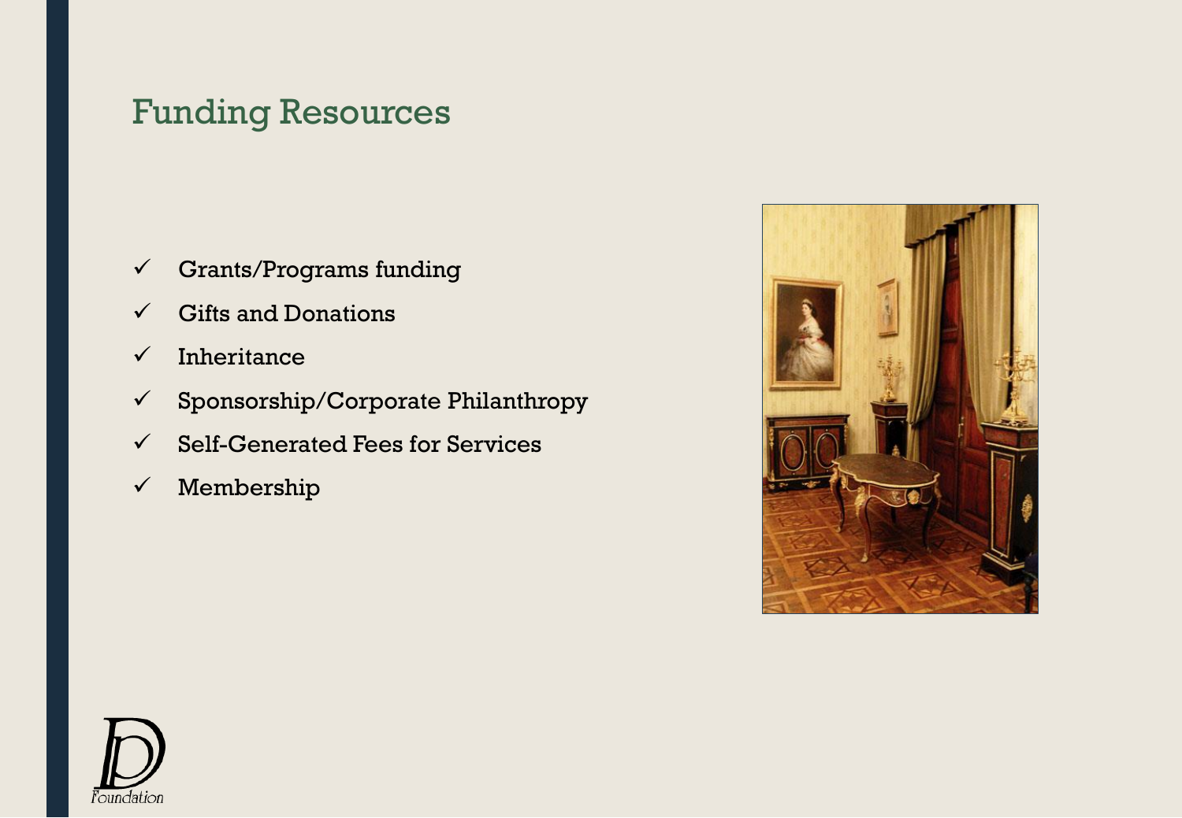## Funding Resources

- ✓ Grants/Programs funding
- ✓ Gifts and Donations
- ✓ Inheritance
- ✓ Sponsorship/Corporate Philanthropy
- ✓ Self-Generated Fees for Services
- ✓ Membership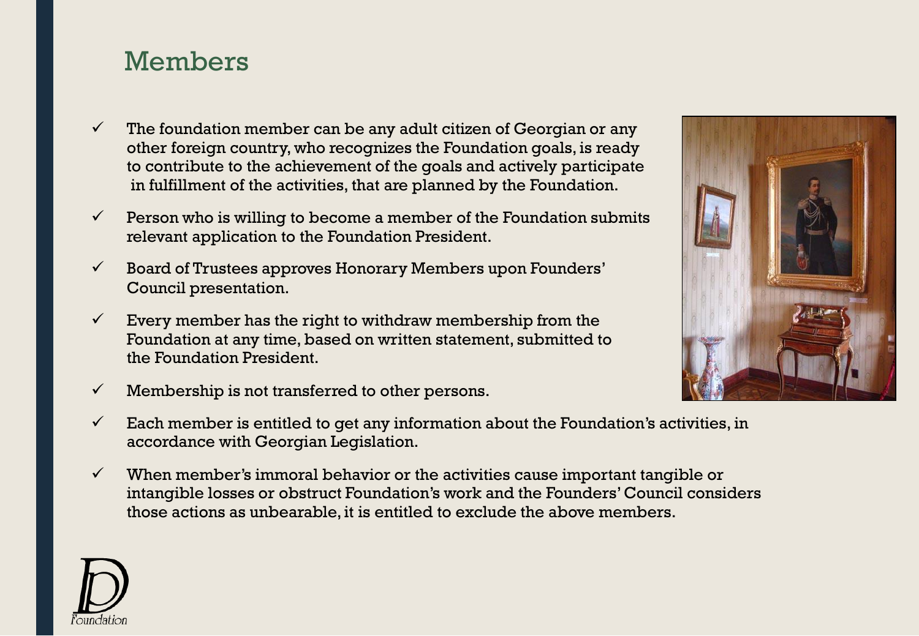## Members

- The foundation member can be any adult citizen of Georgian or any other foreign country, who recognizes the Foundation goals, is ready to contribute to the achievement of the goals and actively participate in fulfillment of the activities, that are planned by the Foundation.
- Person who is willing to become a member of the Foundation submits relevant application to the Foundation President.
- Board of Trustees approves Honorary Members upon Founders' Council presentation.
- Every member has the right to withdraw membership from the Foundation at any time, based on written statement, submitted to the Foundation President.
- Membership is not transferred to other persons.
- Each member is entitled to get any information about the Foundation's activities, in accordance with Georgian Legislation.
- When member's immoral behavior or the activities cause important tangible or intangible losses or obstruct Foundation's work and the Founders' Council considers those actions as unbearable, it is entitled to exclude the above members.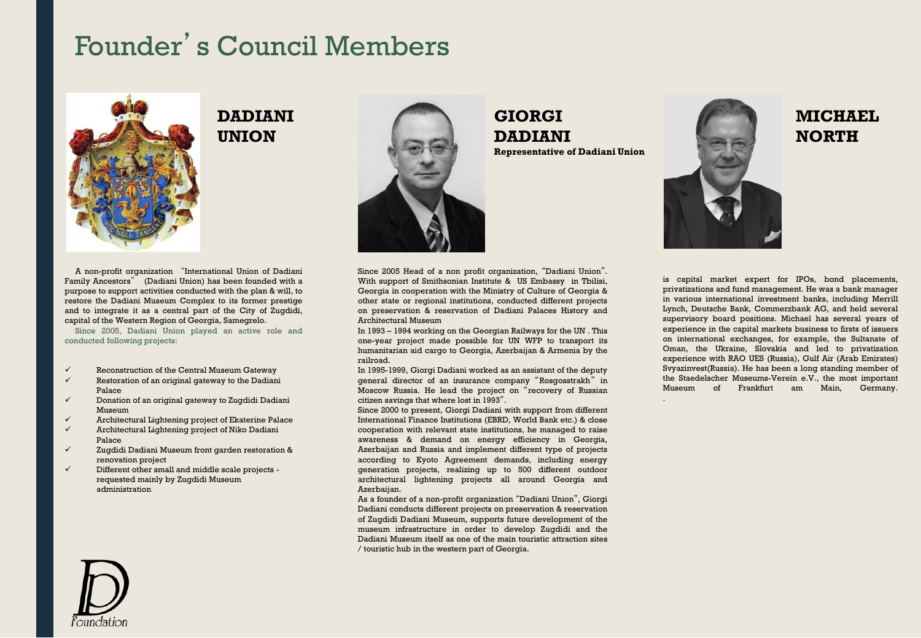# Founder's Council Members

## DADIANI UNION

A non-profit organization "International Union of Dadiani Family Ancestors" (Dadiani Union) has been founded with a purpose to support activities conducted with the plan & will, to restore the Dadiani Museum Complex to its former prestige and to integrate it as a central part of the City of Zugdidi, capital of the Western Region of Georgia, Samegrelo.

Since 2005, Dadiani Union played an active role and conducted following projects:

- ✓ Reconstruction of the Central Museum Gateway
- ✓ Restoration of an original gateway to the Dadiani Palace
- ✓ Donation of an original gateway to Zugdidi Dadiani Museum
- ✓ Architectural Lightening project of Ekaterine Palace
- ✓ Architectural Lightening project of Niko Dadiani Palace
- ✓ Zugdidi Dadiani Museum front garden restoration & renovation project
- ✓ Different other small and middle scale projects - requested mainly by Zugdidi Museum administration

## GIORGI DADIANI

**Representative of Dadiani Union**

Since 2005 Head of a non profit organization, "Dadiani Union". With support of Smithsonian Institute & US Embassy in Tbilisi, Georgia in cooperation with the Ministry of Culture of Georgia & other state or regional institutions, conducted different projects on preservation & reservation of Dadiani Palaces History and Architectural Museum

In 1993 – 1994 working on the Georgian Railways for the UN . This one-year project made possible for UN WFP to transport its humanitarian aid cargo to Georgia, Azerbaijan & Armenia by the railroad.

In 1995-1999, Giorgi Dadiani worked as an assistant of the deputy general director of an insurance company "Rosgosstrakh" in Moscow Russia. He lead the project on "recovery of Russian citizen savings that where lost in 1993".

Since 2000 to present, Giorgi Dadiani with support from different International Finance Institutions (EBRD, World Bank etc.) & close cooperation with relevant state institutions, he managed to raise awareness & demand on energy efficiency in Georgia, Azerbaijan and Russia and implement different type of projects according to Kyoto Agreement demands, including energy generation projects, realizing up to 500 different outdoor architectural lightening projects all around Georgia and Azerbaijan.

As a founder of a non-profit organization "Dadiani Union", Giorgi Dadiani conducts different projects on preservation & reservation of Zugdidi Dadiani Museum, supports future development of the museum infrastructure in order to develop Zugdidi and the Dadiani Museum itself as one of the main touristic attraction sites / touristic hub in the western part of Georgia.

## MICHAEL NORTH

is capital market expert for IPOs, bond placements, privatizations and fund management. He was a bank manager in various international investment banks, including Merrill Lynch, Deutsche Bank, Commerzbank AG, and held several supervisory board positions. Michael has several years of experience in the capital markets business to firsts of issuers on international exchanges, for example, the Sultanate of Oman, the Ukraine, Slovakia and led to privatization experience with RAO UES (Russia), Gulf Air (Arab Emirates) Svyazinvest(Russia). He has been a long standing member of the Staedelscher Museums-Verein e.V., the most important Museum of Frankfurt am Main, Germany.

D Foundation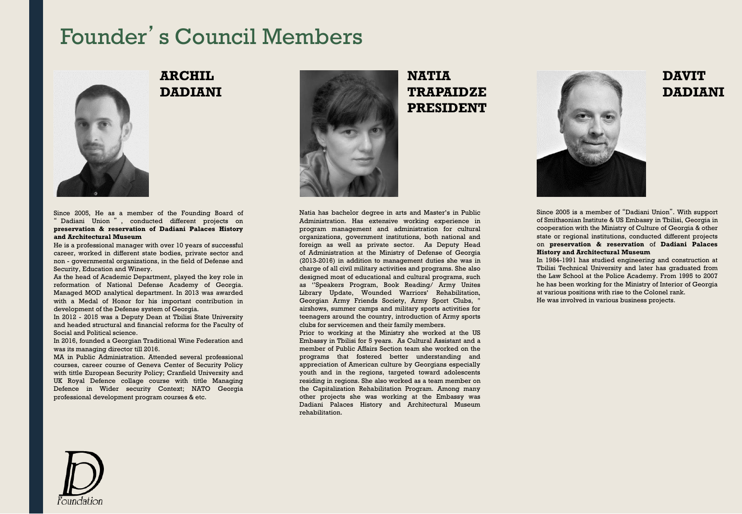# Founder' s Council Members

## ARCHIL DADIANI

Since 2005, He as a member of the Founding Board of " Dadiani Union " , conducted different projects on **preservation & reservation of Dadiani Palaces History and Architectural Museum**

He is a professional manager with over 10 years of successful career, worked in different state bodies, private sector and non - governmental organizations, in the field of Defense and Security, Education and Winery.

As the head of Academic Department, played the key role in reformation of National Defense Academy of Georgia. Managed MOD analytical department. In 2013 was awarded with a Medal of Honor for his important contribution in development of the Defense system of Georgia.

In 2012 - 2015 was a Deputy Dean at Tbilisi State University and headed structural and financial reforms for the Faculty of Social and Political science.

In 2016, founded a Georgian Traditional Wine Federation and was its managing director till 2016.

MA in Public Administration. Attended several professional courses, career course of Geneva Center of Security Policy with tittle European Security Policy; Cranfield University and UK Royal Defence collage course with tittle Managing Defence in Wider security Context; NATO Georgia professional development program courses & etc.

## NATIA TRAPAIDZE PRESIDENT

Natia has bachelor degree in arts and Master's in Public Administration. Has extensive working experience in program management and administration for cultural organizations, government institutions, both national and foreign as well as private sector. As Deputy Head of Administration at the Ministry of Defense of Georgia (2013-2016) in addition to management duties she was in charge of all civil military activities and programs. She also designed most of educational and cultural programs, such as "Speakers Program, Book Reading/ Army Unites Library Update, Wounded Warriors' Rehabilitation, Georgian Army Friends Society, Army Sport Clubs, " airshows, summer camps and military sports activities for teenagers around the country, introduction of Army sports clubs for servicemen and their family members.

Prior to working at the Ministry she worked at the US Embassy in Tbilisi for 5 years. As Cultural Assistant and a member of Public Affairs Section team she worked on the programs that fostered better understanding and appreciation of American culture by Georgians especially youth and in the regions, targeted toward adolescents residing in regions. She also worked as a team member on the Capitalization Rehabilitation Program. Among many other projects she was working at the Embassy was Dadiani Palaces History and Architectural Museum rehabilitation.

## DAVIT DADIANI

Since 2005 is a member of "Dadiani Union". With support of Smithsonian Institute & US Embassy in Tbilisi, Georgia in cooperation with the Ministry of Culture of Georgia & other state or regional institutions, conducted different projects on **preservation & reservation** of **Dadiani Palaces History and Architectural Museum**

In 1984-1991 has studied engineering and construction at Tbilisi Technical University and later has graduated from the Law School at the Police Academy. From 1995 to 2007 he has been working for the Ministry of Interior of Georgia at various positions with rise to the Colonel rank.

He was involved in various business projects.

D Foundation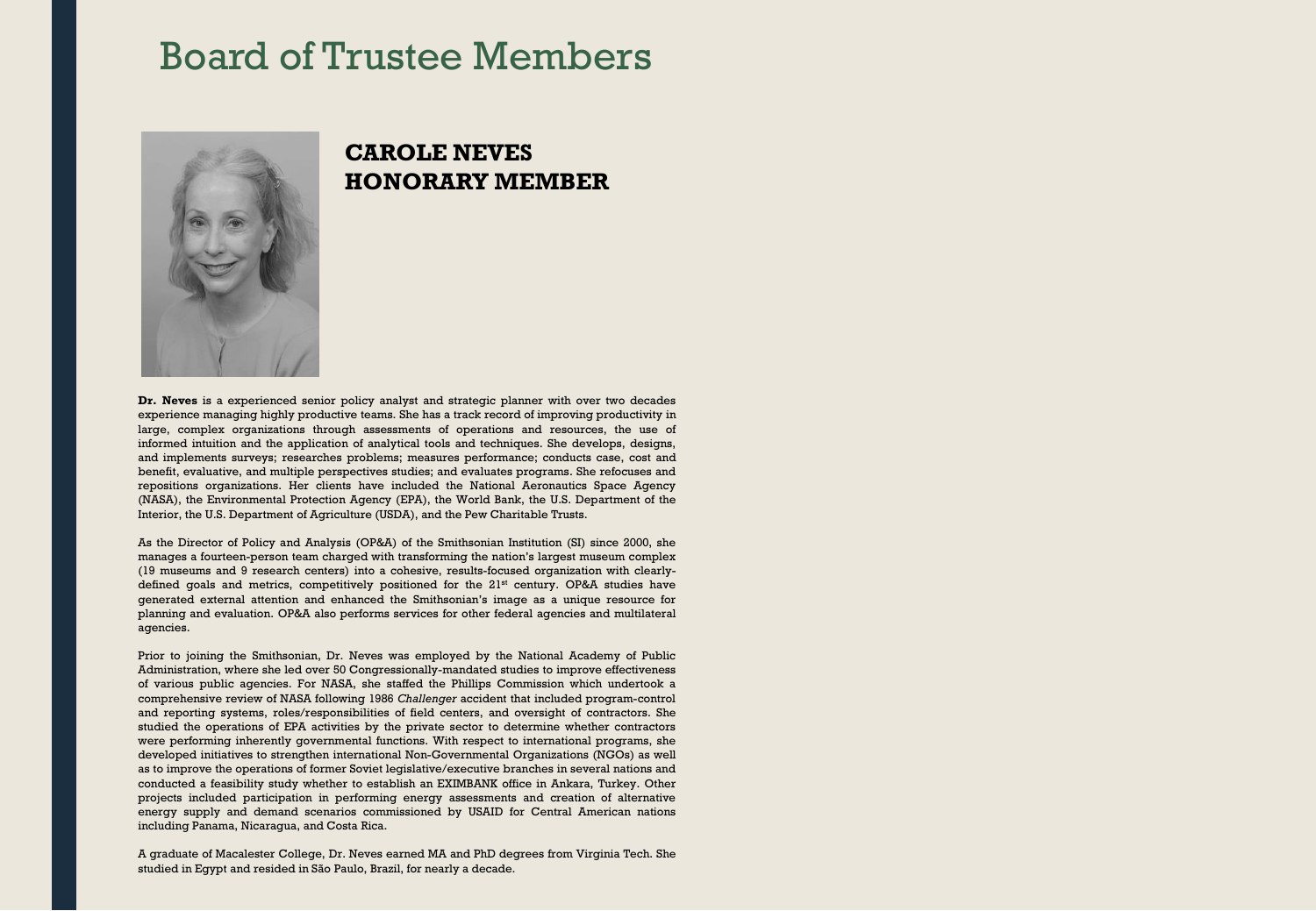# Board of Trustee Members

## CAROLE NEVES
## HONORARY MEMBER

**Dr. Neves** is a experienced senior policy analyst and strategic planner with over two decades experience managing highly productive teams. She has a track record of improving productivity in large, complex organizations through assessments of operations and resources, the use of informed intuition and the application of analytical tools and techniques. She develops, designs, and implements surveys; researches problems; measures performance; conducts case, cost and benefit, evaluative, and multiple perspectives studies; and evaluates programs. She refocuses and repositions organizations. Her clients have included the National Aeronautics Space Agency (NASA), the Environmental Protection Agency (EPA), the World Bank, the U.S. Department of the Interior, the U.S. Department of Agriculture (USDA), and the Pew Charitable Trusts.

As the Director of Policy and Analysis (OP&A) of the Smithsonian Institution (SI) since 2000, she manages a fourteen-person team charged with transforming the nation's largest museum complex (19 museums and 9 research centers) into a cohesive, results-focused organization with clearly-defined goals and metrics, competitively positioned for the 21st century. OP&A studies have generated external attention and enhanced the Smithsonian's image as a unique resource for planning and evaluation. OP&A also performs services for other federal agencies and multilateral agencies.

Prior to joining the Smithsonian, Dr. Neves was employed by the National Academy of Public Administration, where she led over 50 Congressionally-mandated studies to improve effectiveness of various public agencies. For NASA, she staffed the Phillips Commission which undertook a comprehensive review of NASA following 1986 *Challenger* accident that included program-control and reporting systems, roles/responsibilities of field centers, and oversight of contractors. She studied the operations of EPA activities by the private sector to determine whether contractors were performing inherently governmental functions. With respect to international programs, she developed initiatives to strengthen international Non-Governmental Organizations (NGOs) as well as to improve the operations of former Soviet legislative/executive branches in several nations and conducted a feasibility study whether to establish an EXIMBANK office in Ankara, Turkey. Other projects included participation in performing energy assessments and creation of alternative energy supply and demand scenarios commissioned by USAID for Central American nations including Panama, Nicaragua, and Costa Rica.

A graduate of Macalester College, Dr. Neves earned MA and PhD degrees from Virginia Tech. She studied in Egypt and resided in São Paulo, Brazil, for nearly a decade.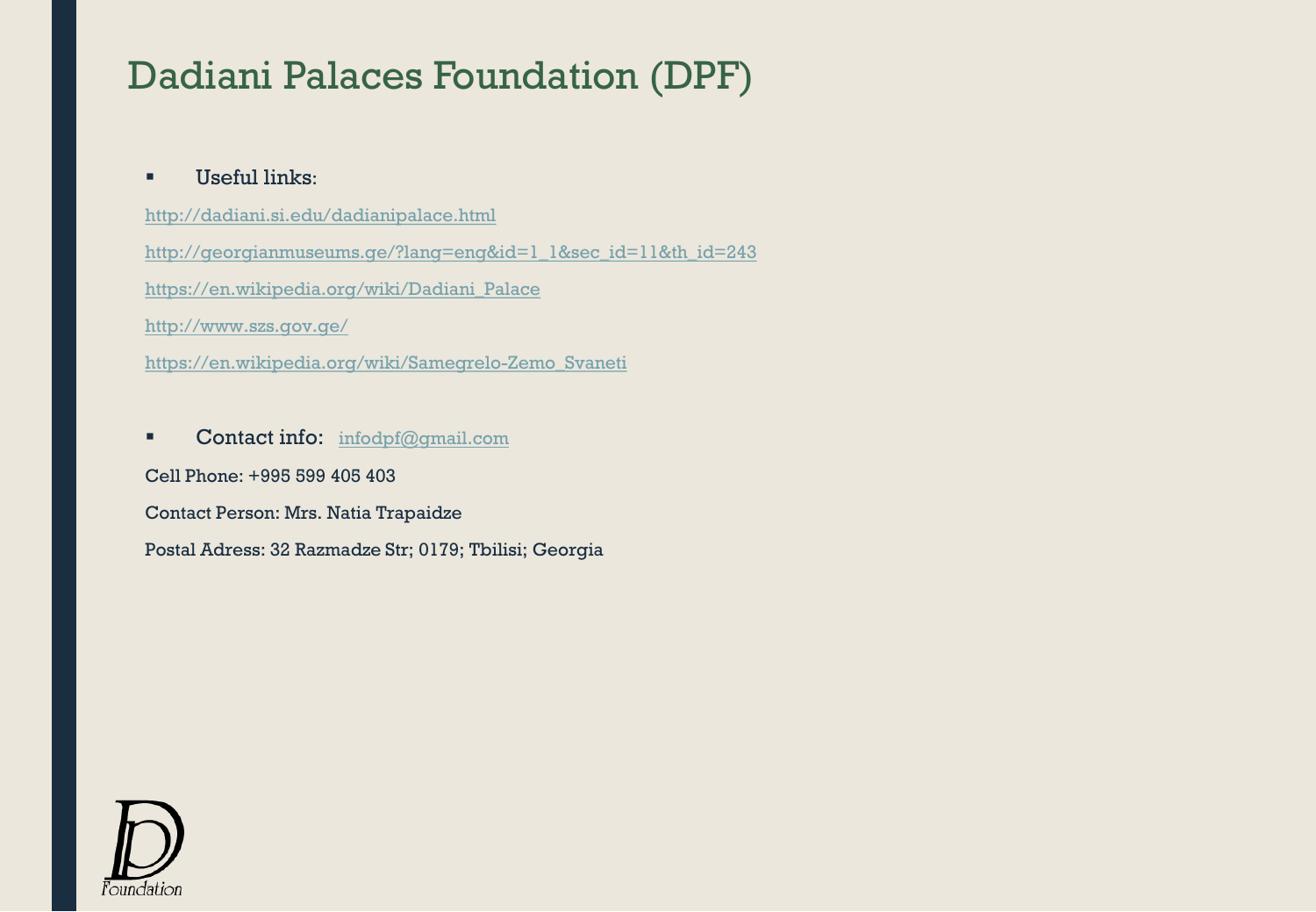# Dadiani Palaces Foundation (DPF)

- Useful links:

http://dadiani.si.edu/dadianipalace.html

http://georgianmuseums.ge/?lang=eng&id=1_1&sec_id=11&th_id=243

https://en.wikipedia.org/wiki/Dadiani_Palace

http://www.szs.gov.ge/

https://en.wikipedia.org/wiki/Samegrelo-Zemo_Svaneti

- Contact info: infodpf@gmail.com

Cell Phone: +995 599 405 403

Contact Person: Mrs. Natia Trapaidze

Postal Adress: 32 Razmadze Str; 0179; Tbilisi; Georgia

D Foundation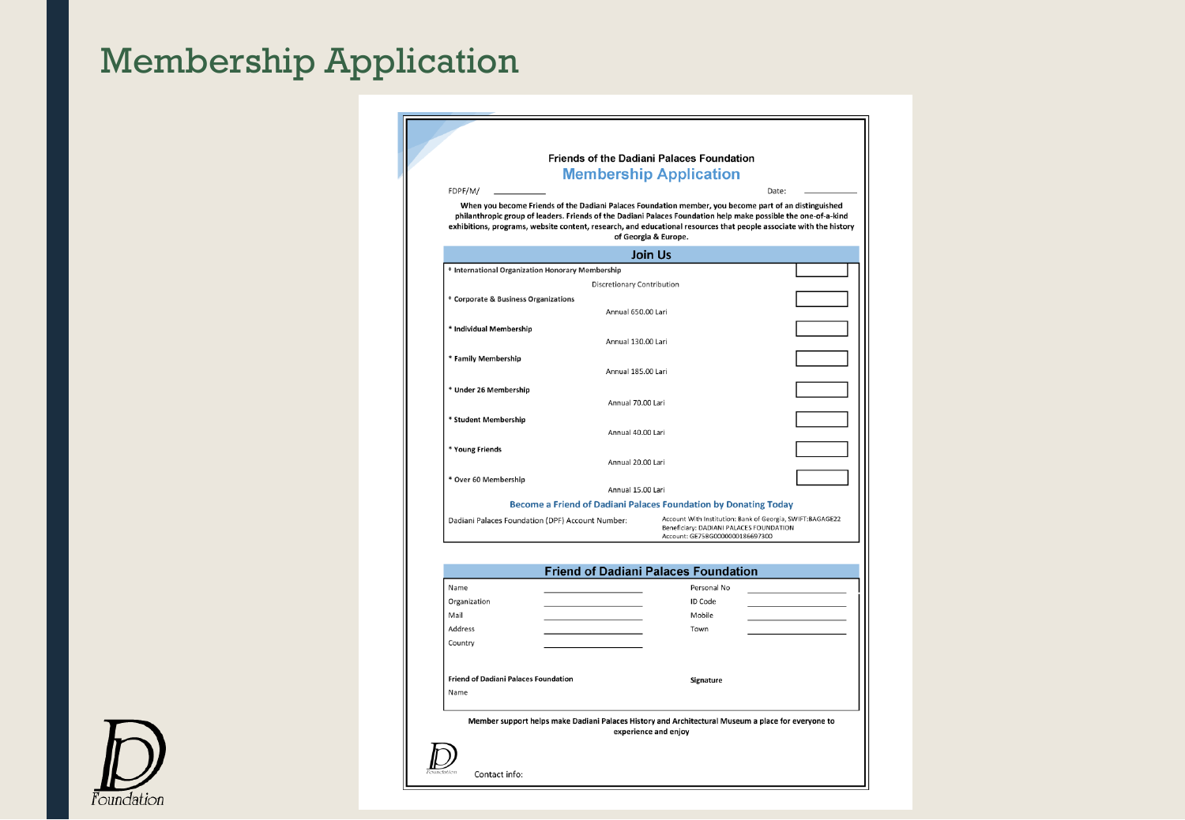# Membership Application

Friends of the Dadiani Palaces Foundation

## Membership Application

FDPF/M/ ___________ Date: ___________

**When you become Friends of the Dadiani Palaces Foundation member, you become part of an distinguished philanthropic group of leaders. Friends of the Dadiani Palaces Foundation help make possible the one-of-a-kind exhibitions, programs, website content, research, and educational resources that people associate with the history of Georgia & Europe.**

### Join Us

| Membership | Fee | |
|---|---|---|
| * International Organization Honorary Membership | Discretionary Contribution | |
| * Corporate & Business Organizations | Annual 650.00 Lari | |
| * Individual Membership | Annual 130.00 Lari | |
| * Family Membership | Annual 185.00 Lari | |
| * Under 26 Membership | Annual 70.00 Lari | |
| * Student Membership | Annual 40.00 Lari | |
| * Young Friends | Annual 20.00 Lari | |
| * Over 60 Membership | Annual 15.00 Lari | |

**Become a Friend of Dadiani Palaces Foundation by Donating Today**

Dadiani Palaces Foundation (DPF) Account Number:

Account With Institution: Bank of Georgia, SWIFT:BAGAGE22
Beneficiary: DADIANI PALACES FOUNDATION
Account: GE75BG0000000186697300

### Friend of Dadiani Palaces Foundation

| | | | |
|---|---|---|---|
| Name | ___________ | Personal No | ___________ |
| Organization | ___________ | ID Code | ___________ |
| Mail | ___________ | Mobile | ___________ |
| Address | ___________ | Town | ___________ |
| Country | ___________ | | |

**Friend of Dadiani Palaces Foundation** **Signature**

Name

**Member support helps make Dadiani Palaces History and Architectural Museum a place for everyone to experience and enjoy**

Contact info: